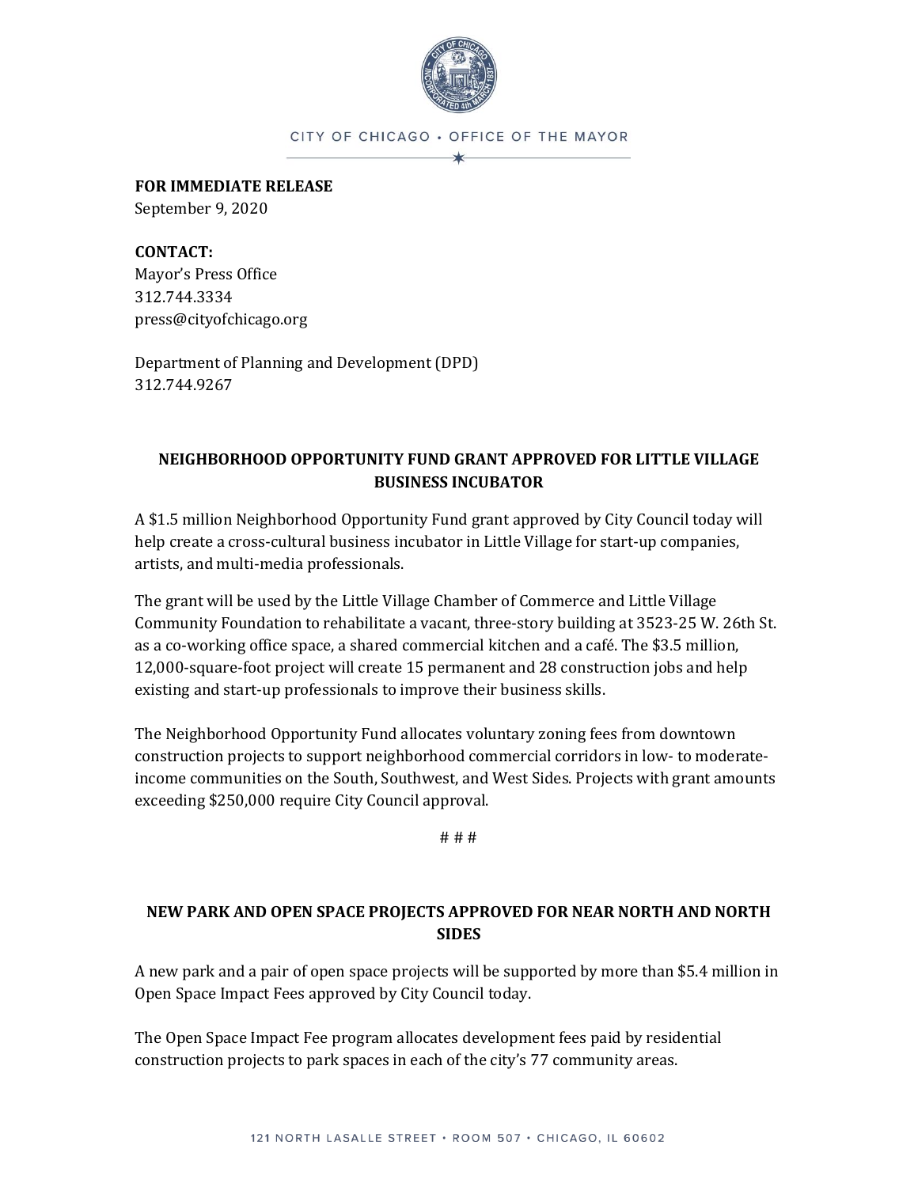CITY OF CHICAGO • OFFICE OF THE MAYOR

**FOR IMMEDIATE RELEASE**
September 9, 2020

**CONTACT:**
Mayor's Press Office
312.744.3334
press@cityofchicago.org

Department of Planning and Development (DPD)
312.744.9267

## NEIGHBORHOOD OPPORTUNITY FUND GRANT APPROVED FOR LITTLE VILLAGE BUSINESS INCUBATOR

A $1.5 million Neighborhood Opportunity Fund grant approved by City Council today will help create a cross-cultural business incubator in Little Village for start-up companies, artists, and multi-media professionals.

The grant will be used by the Little Village Chamber of Commerce and Little Village Community Foundation to rehabilitate a vacant, three-story building at 3523-25 W. 26th St. as a co-working office space, a shared commercial kitchen and a café. The $3.5 million, 12,000-square-foot project will create 15 permanent and 28 construction jobs and help existing and start-up professionals to improve their business skills.

The Neighborhood Opportunity Fund allocates voluntary zoning fees from downtown construction projects to support neighborhood commercial corridors in low- to moderate-income communities on the South, Southwest, and West Sides. Projects with grant amounts exceeding $250,000 require City Council approval.

# # #

## NEW PARK AND OPEN SPACE PROJECTS APPROVED FOR NEAR NORTH AND NORTH SIDES

A new park and a pair of open space projects will be supported by more than $5.4 million in Open Space Impact Fees approved by City Council today.

The Open Space Impact Fee program allocates development fees paid by residential construction projects to park spaces in each of the city's 77 community areas.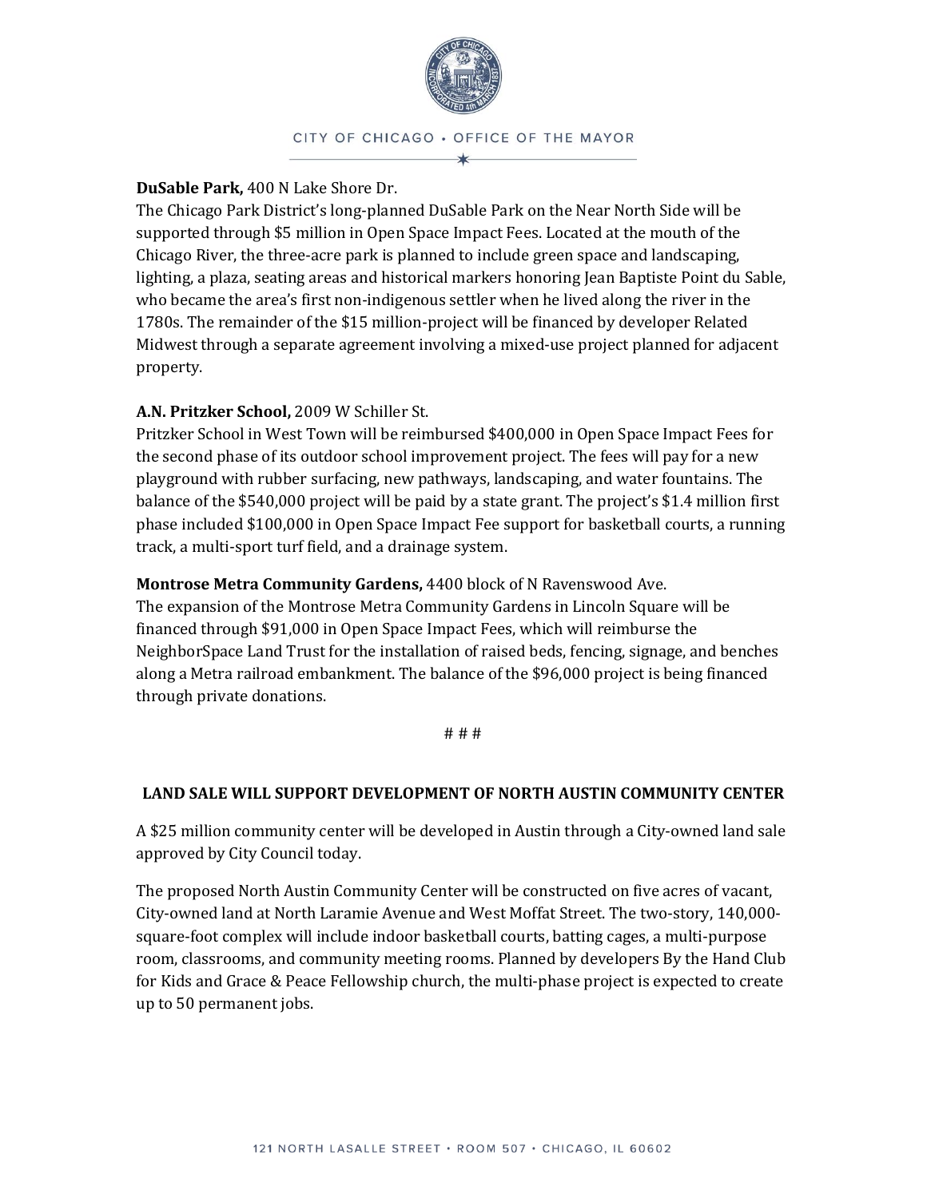**DuSable Park,** 400 N Lake Shore Dr.
The Chicago Park District's long-planned DuSable Park on the Near North Side will be supported through $5 million in Open Space Impact Fees. Located at the mouth of the Chicago River, the three-acre park is planned to include green space and landscaping, lighting, a plaza, seating areas and historical markers honoring Jean Baptiste Point du Sable, who became the area's first non-indigenous settler when he lived along the river in the 1780s. The remainder of the $15 million-project will be financed by developer Related Midwest through a separate agreement involving a mixed-use project planned for adjacent property.

**A.N. Pritzker School,** 2009 W Schiller St.
Pritzker School in West Town will be reimbursed $400,000 in Open Space Impact Fees for the second phase of its outdoor school improvement project. The fees will pay for a new playground with rubber surfacing, new pathways, landscaping, and water fountains. The balance of the $540,000 project will be paid by a state grant. The project's $1.4 million first phase included $100,000 in Open Space Impact Fee support for basketball courts, a running track, a multi-sport turf field, and a drainage system.

**Montrose Metra Community Gardens,** 4400 block of N Ravenswood Ave.
The expansion of the Montrose Metra Community Gardens in Lincoln Square will be financed through $91,000 in Open Space Impact Fees, which will reimburse the NeighborSpace Land Trust for the installation of raised beds, fencing, signage, and benches along a Metra railroad embankment. The balance of the $96,000 project is being financed through private donations.

# # #

**LAND SALE WILL SUPPORT DEVELOPMENT OF NORTH AUSTIN COMMUNITY CENTER**

A $25 million community center will be developed in Austin through a City-owned land sale approved by City Council today.

The proposed North Austin Community Center will be constructed on five acres of vacant, City-owned land at North Laramie Avenue and West Moffat Street. The two-story, 140,000-square-foot complex will include indoor basketball courts, batting cages, a multi-purpose room, classrooms, and community meeting rooms. Planned by developers By the Hand Club for Kids and Grace & Peace Fellowship church, the multi-phase project is expected to create up to 50 permanent jobs.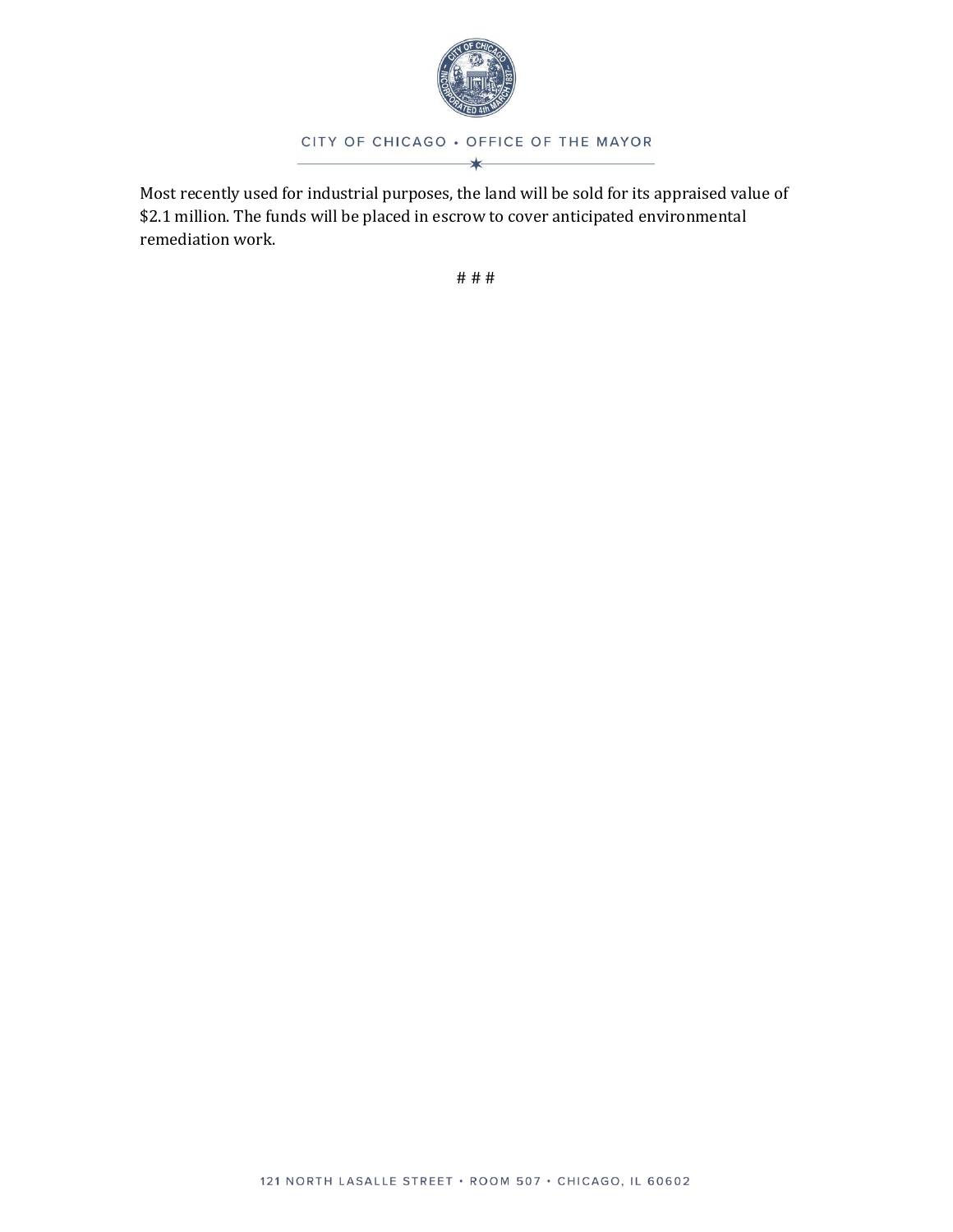Most recently used for industrial purposes, the land will be sold for its appraised value of $2.1 million. The funds will be placed in escrow to cover anticipated environmental remediation work.

# # #